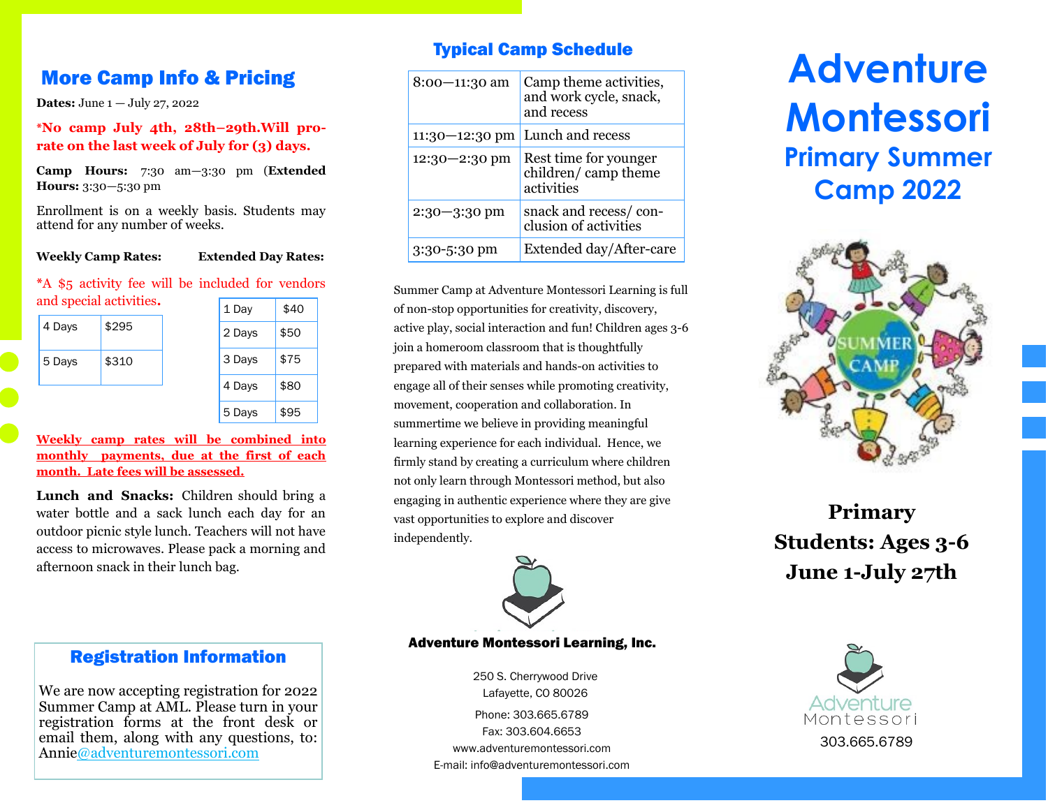## More Camp Info & Pricing

**Dates:** June 1 — July 27, 2022

***No camp July 4th, 28th–29th.Will pro-rate on the last week of July for (3) days.**

**Camp Hours:** 7:30 am—3:30 pm (**Extended Hours:** 3:30—5:30 pm

Enrollment is on a weekly basis. Students may attend for any number of weeks.

**Weekly Camp Rates:**

*A $5 activity fee will be included for vendors and special activities**.**

| 4 Days | $295 |
|---|---|
| 5 Days | $310 |

**Extended Day Rates:**

| 1 Day | $40 |
|---|---|
| 2 Days | $50 |
| 3 Days | $75 |
| 4 Days | $80 |
| 5 Days | $95 |

**Weekly camp rates will be combined into monthly payments, due at the first of each month. Late fees will be assessed.**

**Lunch and Snacks:** Children should bring a water bottle and a sack lunch each day for an outdoor picnic style lunch. Teachers will not have access to microwaves. Please pack a morning and afternoon snack in their lunch bag.

## Registration Information

We are now accepting registration for 2022 Summer Camp at AML. Please turn in your registration forms at the front desk or email them, along with any questions, to: Annie@adventuremontessori.com

## Typical Camp Schedule

| 8:00—11:30 am | Camp theme activities, and work cycle, snack, and recess |
|---|---|
| 11:30—12:30 pm | Lunch and recess |
| 12:30—2:30 pm | Rest time for younger children/ camp theme activities |
| 2:30—3:30 pm | snack and recess/ conclusion of activities |
| 3:30-5:30 pm | Extended day/After-care |

Summer Camp at Adventure Montessori Learning is full of non-stop opportunities for creativity, discovery, active play, social interaction and fun! Children ages 3-6 join a homeroom classroom that is thoughtfully prepared with materials and hands-on activities to engage all of their senses while promoting creativity, movement, cooperation and collaboration. In summertime we believe in providing meaningful learning experience for each individual. Hence, we firmly stand by creating a curriculum where children not only learn through Montessori method, but also engaging in authentic experience where they are give vast opportunities to explore and discover independently.

**Adventure Montessori Learning, Inc.**

250 S. Cherrywood Drive
Lafayette, CO 80026

Phone: 303.665.6789
Fax: 303.604.6653
www.adventuremontessori.com
E-mail: info@adventuremontessori.com

# Adventure Montessori

## Primary Summer Camp 2022

SUMMER CAMP

**Primary Students: Ages 3-6**
**June 1-July 27th**

Adventure Montessori
303.665.6789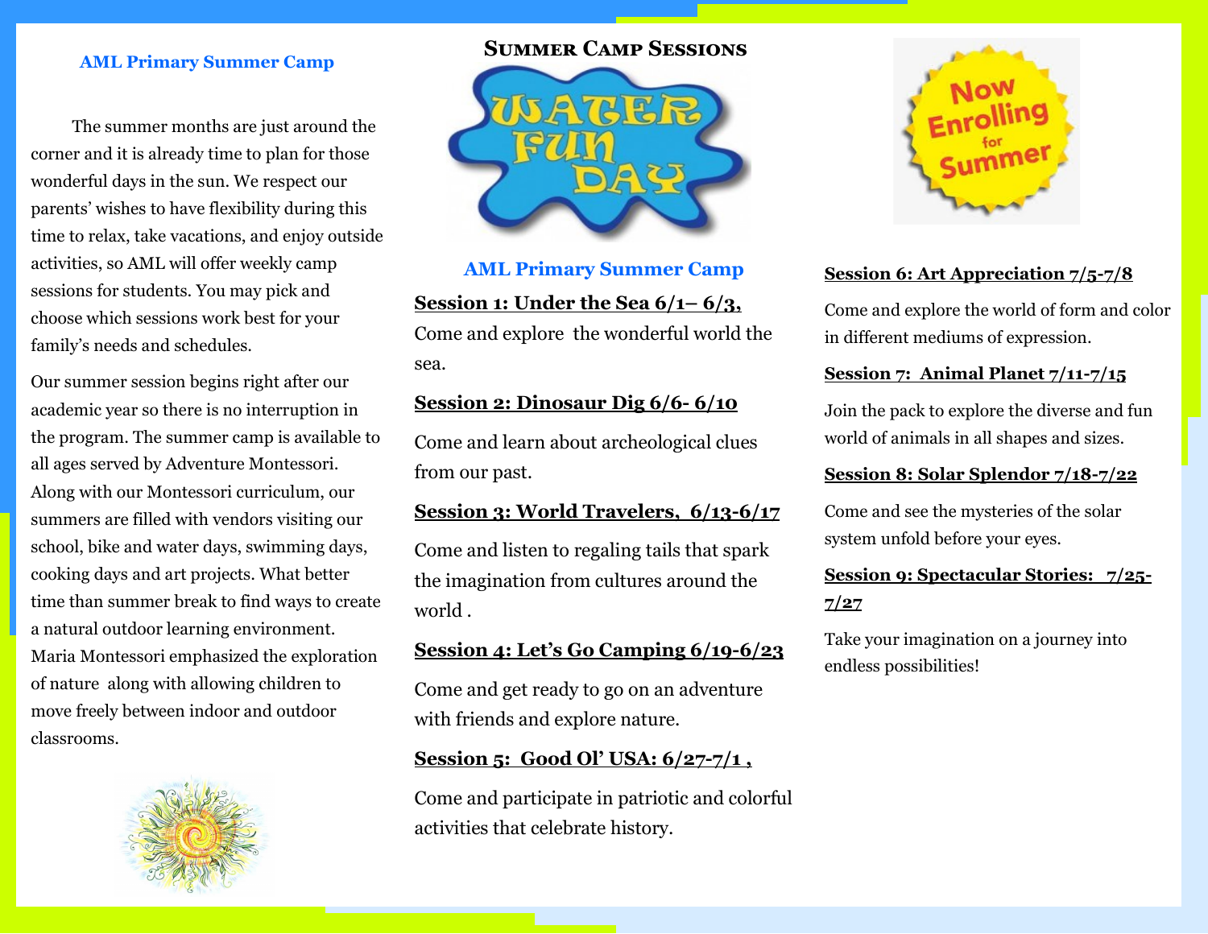### AML Primary Summer Camp

The summer months are just around the corner and it is already time to plan for those wonderful days in the sun. We respect our parents' wishes to have flexibility during this time to relax, take vacations, and enjoy outside activities, so AML will offer weekly camp sessions for students. You may pick and choose which sessions work best for your family's needs and schedules.

Our summer session begins right after our academic year so there is no interruption in the program. The summer camp is available to all ages served by Adventure Montessori. Along with our Montessori curriculum, our summers are filled with vendors visiting our school, bike and water days, swimming days, cooking days and art projects. What better time than summer break to find ways to create a natural outdoor learning environment. Maria Montessori emphasized the exploration of nature along with allowing children to move freely between indoor and outdoor classrooms.

## Summer Camp Sessions

WATER FUN DAY

### AML Primary Summer Camp

**Session 1: Under the Sea 6/1– 6/3,**

Come and explore the wonderful world the sea.

**Session 2: Dinosaur Dig 6/6- 6/10**

Come and learn about archeological clues from our past.

**Session 3: World Travelers, 6/13-6/17**

Come and listen to regaling tails that spark the imagination from cultures around the world .

**Session 4: Let's Go Camping 6/19-6/23**

Come and get ready to go on an adventure with friends and explore nature.

**Session 5: Good Ol' USA: 6/27-7/1 ,**

Come and participate in patriotic and colorful activities that celebrate history.

Now Enrolling for Summer

**Session 6: Art Appreciation 7/5-7/8**

Come and explore the world of form and color in different mediums of expression.

**Session 7: Animal Planet 7/11-7/15**

Join the pack to explore the diverse and fun world of animals in all shapes and sizes.

**Session 8: Solar Splendor 7/18-7/22**

Come and see the mysteries of the solar system unfold before your eyes.

**Session 9: Spectacular Stories: 7/25-7/27**

Take your imagination on a journey into endless possibilities!